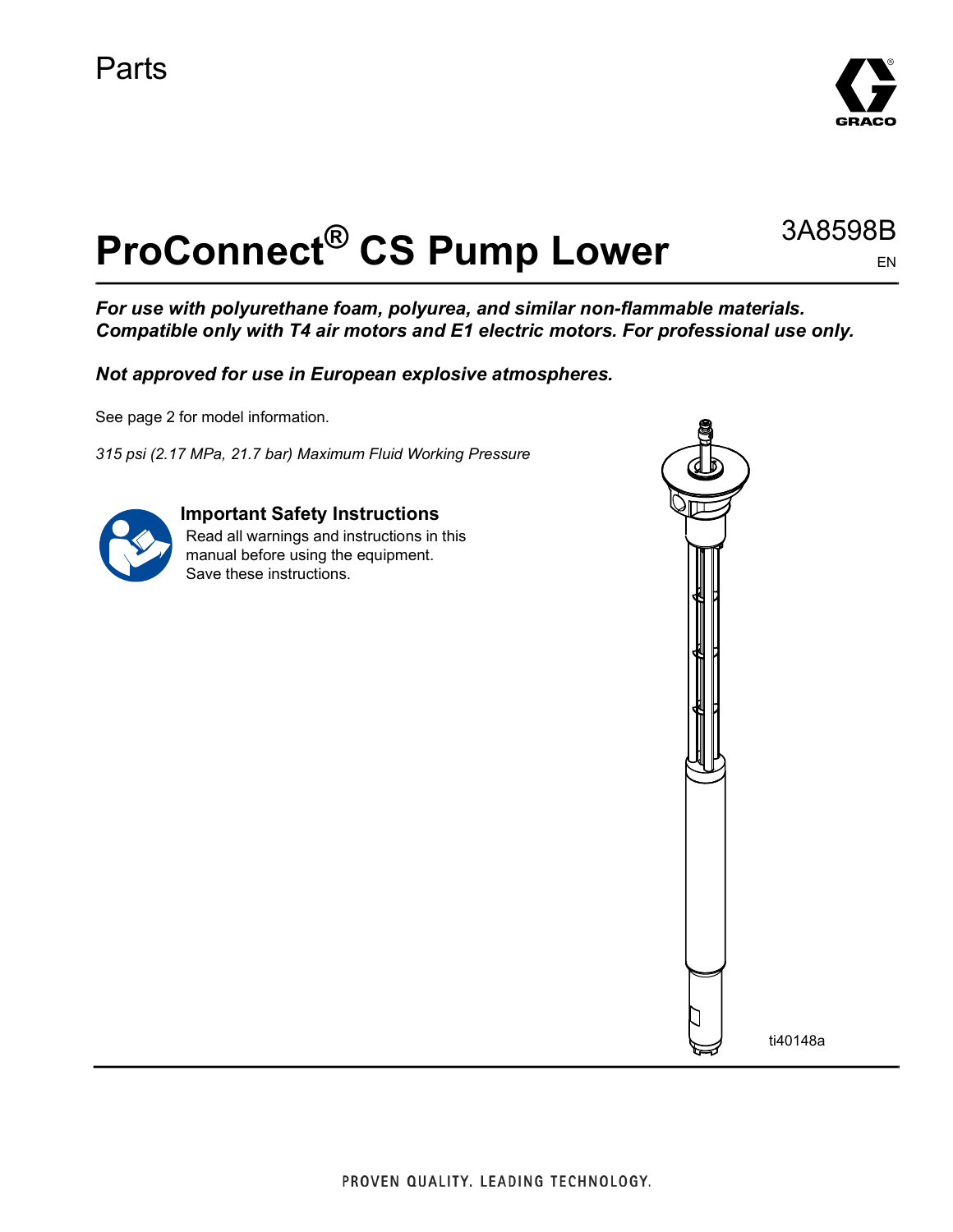Parts

# ProConnect® CS Pump Lower

3A8598B

EN

***For use with polyurethane foam, polyurea, and similar non-flammable materials. Compatible only with T4 air motors and E1 electric motors. For professional use only.***

***Not approved for use in European explosive atmospheres.***

See page 2 for model information.

*315 psi (2.17 MPa, 21.7 bar) Maximum Fluid Working Pressure*

**Important Safety Instructions**

Read all warnings and instructions in this manual before using the equipment. Save these instructions.

ti40148a

PROVEN QUALITY. LEADING TECHNOLOGY.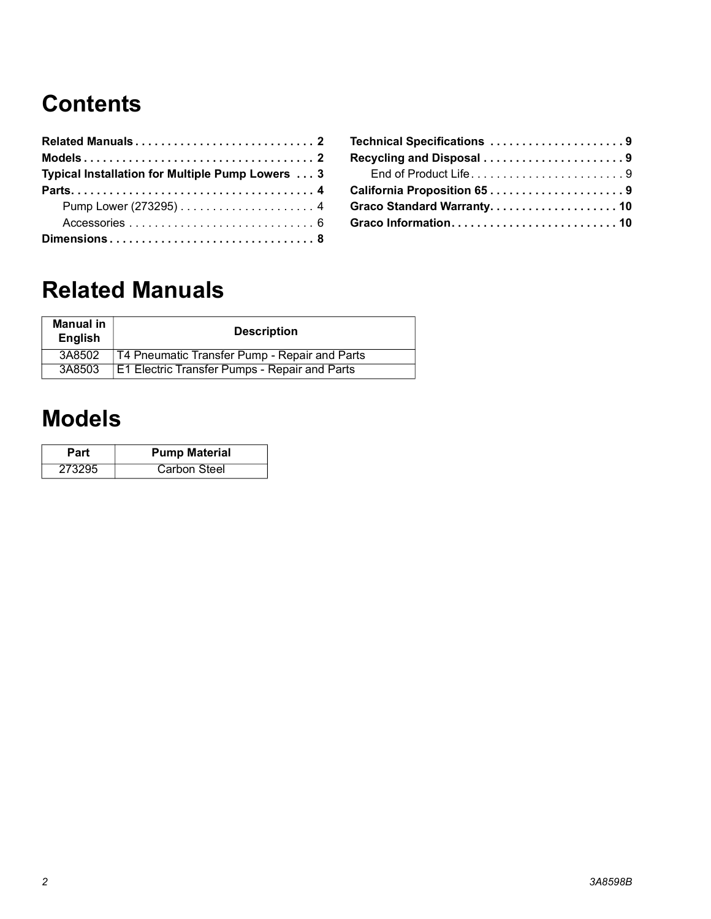# Contents

Related Manuals . . . . . . . . . . . . . . . . . . . . . . . . . . . . 2
Models . . . . . . . . . . . . . . . . . . . . . . . . . . . . . . . . . . . 2
Typical Installation for Multiple Pump Lowers . . . 3
Parts. . . . . . . . . . . . . . . . . . . . . . . . . . . . . . . . . . . . . 4
Pump Lower (273295) . . . . . . . . . . . . . . . . . . . . . 4
Accessories . . . . . . . . . . . . . . . . . . . . . . . . . . . . . 6
Dimensions . . . . . . . . . . . . . . . . . . . . . . . . . . . . . . . 8
Technical Specifications . . . . . . . . . . . . . . . . . . . . 9
Recycling and Disposal . . . . . . . . . . . . . . . . . . . . . 9
End of Product Life . . . . . . . . . . . . . . . . . . . . . . . . 9
California Proposition 65 . . . . . . . . . . . . . . . . . . . . 9
Graco Standard Warranty. . . . . . . . . . . . . . . . . . . . 10
Graco Information. . . . . . . . . . . . . . . . . . . . . . . . . 10

# Related Manuals

| Manual in English | Description |
|---|---|
| 3A8502 | T4 Pneumatic Transfer Pump - Repair and Parts |
| 3A8503 | E1 Electric Transfer Pumps - Repair and Parts |

# Models

| Part | Pump Material |
|---|---|
| 273295 | Carbon Steel |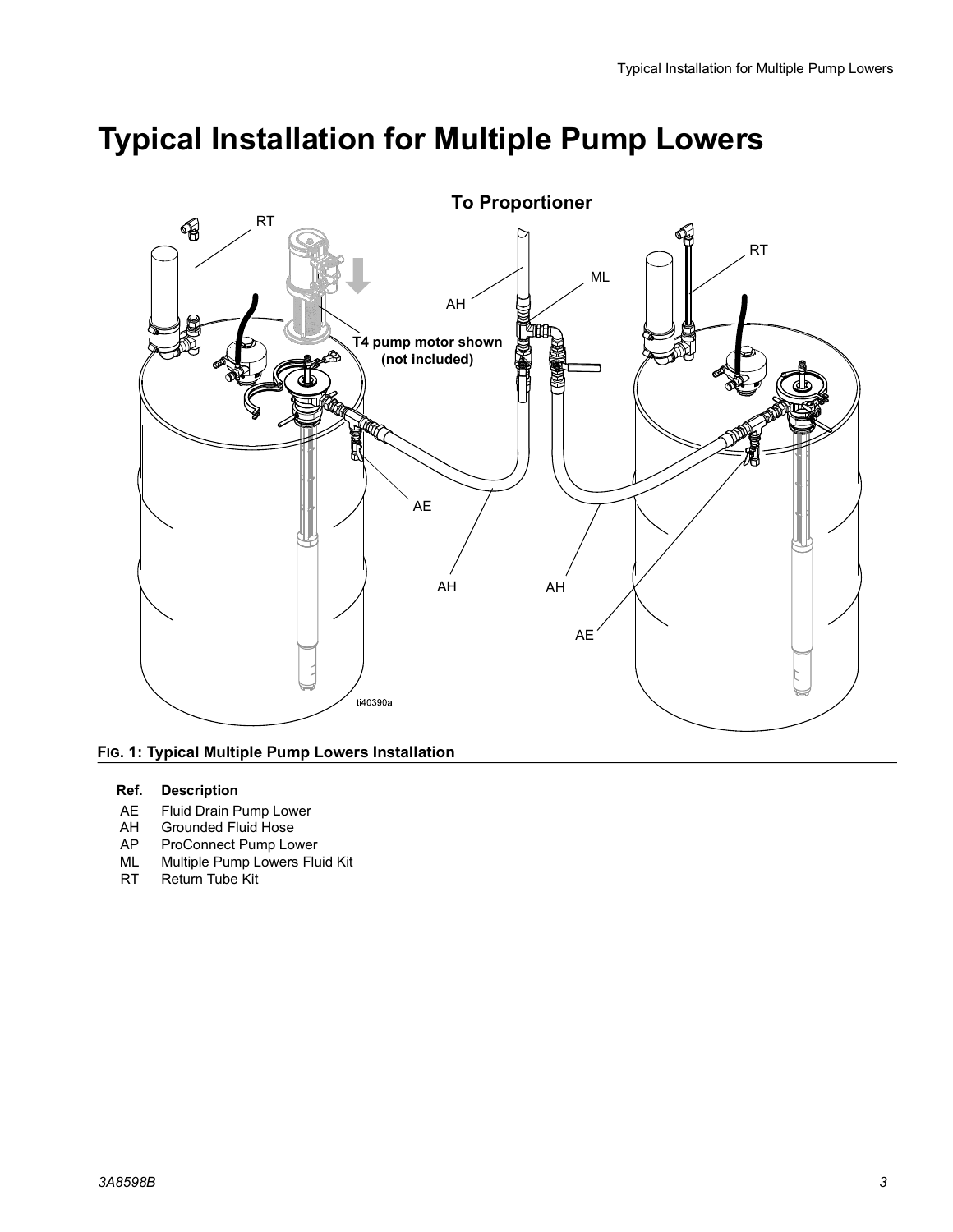# Typical Installation for Multiple Pump Lowers

**FIG. 1: Typical Multiple Pump Lowers Installation**

| Ref. | Description |
|---|---|
| AE | Fluid Drain Pump Lower |
| AH | Grounded Fluid Hose |
| AP | ProConnect Pump Lower |
| ML | Multiple Pump Lowers Fluid Kit |
| RT | Return Tube Kit |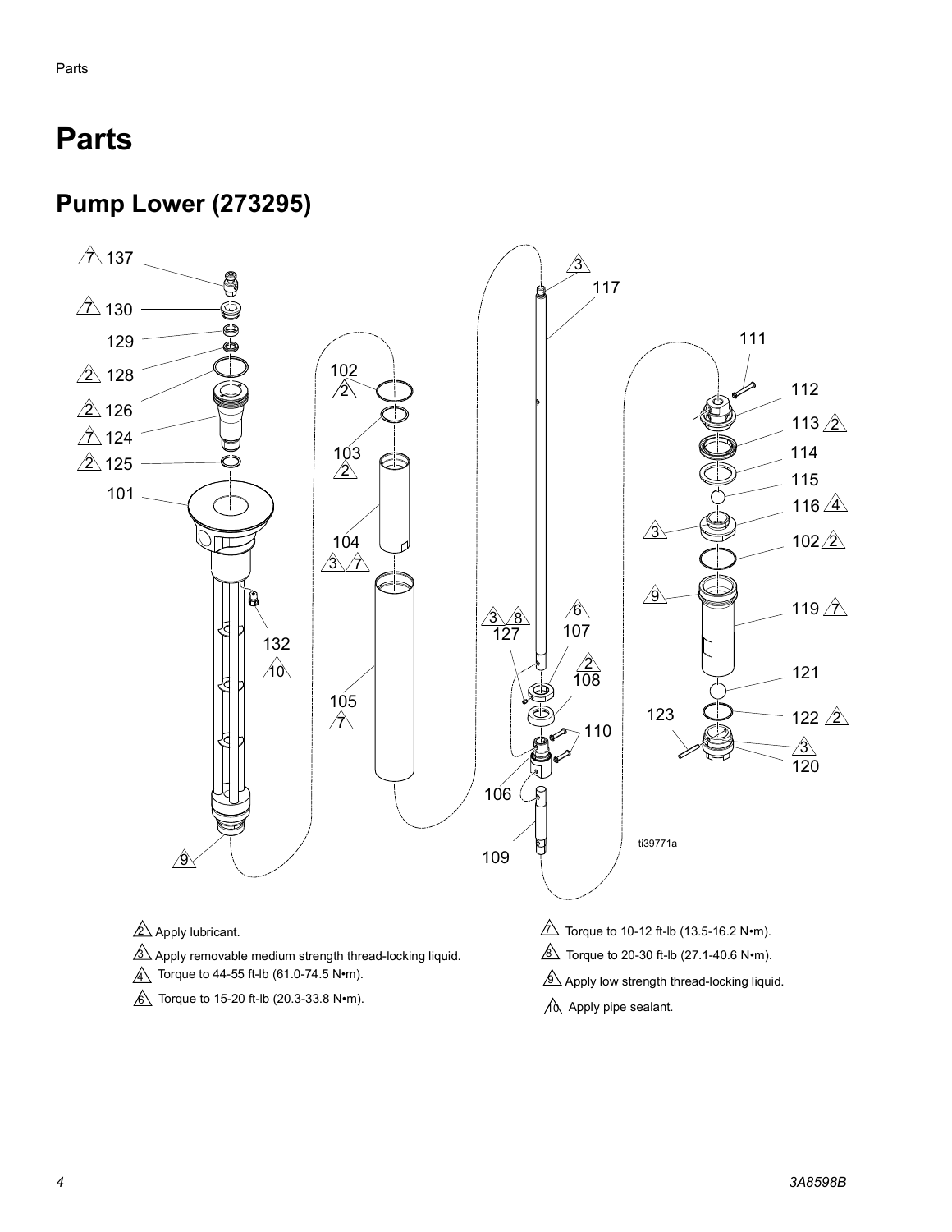# Parts

## Pump Lower (273295)

2 Apply lubricant.

3 Apply removable medium strength thread-locking liquid.

4 Torque to 44-55 ft-lb (61.0-74.5 N•m).

6 Torque to 15-20 ft-lb (20.3-33.8 N•m).

7 Torque to 10-12 ft-lb (13.5-16.2 N•m).

8 Torque to 20-30 ft-lb (27.1-40.6 N•m).

9 Apply low strength thread-locking liquid.

10 Apply pipe sealant.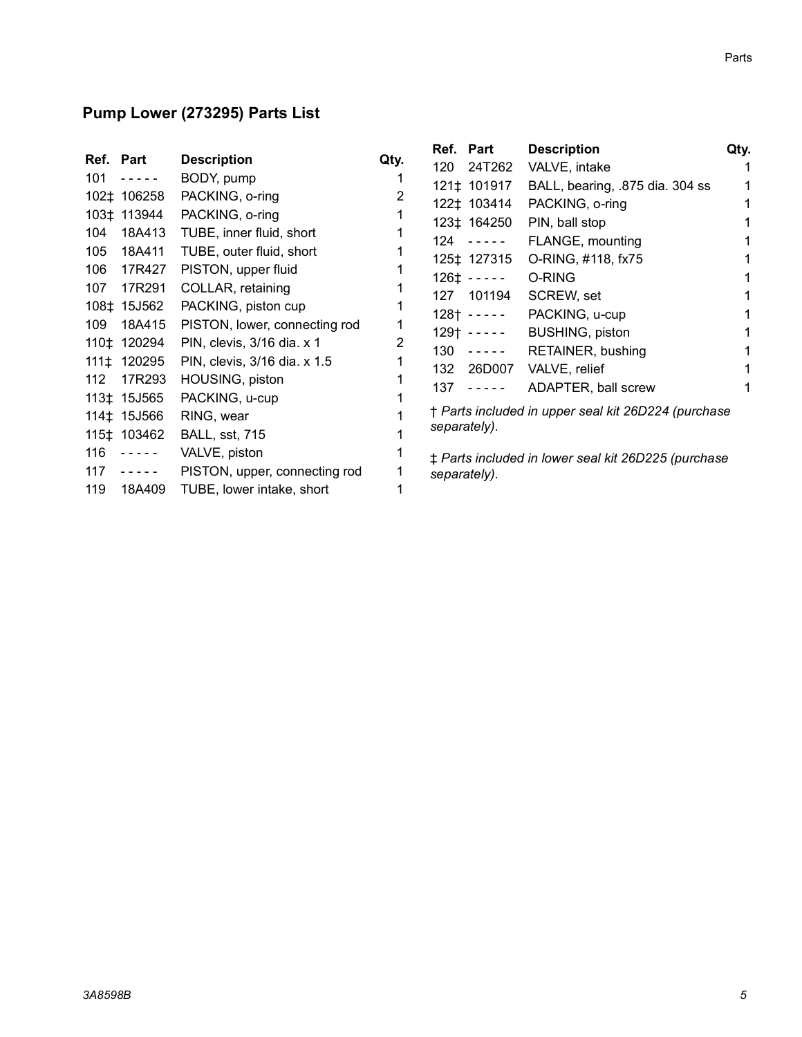## Pump Lower (273295) Parts List

| Ref. | Part | Description | Qty. |
|---|---|---|---|
| 101 | - - - - - | BODY, pump | 1 |
| 102‡ | 106258 | PACKING, o-ring | 2 |
| 103‡ | 113944 | PACKING, o-ring | 1 |
| 104 | 18A413 | TUBE, inner fluid, short | 1 |
| 105 | 18A411 | TUBE, outer fluid, short | 1 |
| 106 | 17R427 | PISTON, upper fluid | 1 |
| 107 | 17R291 | COLLAR, retaining | 1 |
| 108‡ | 15J562 | PACKING, piston cup | 1 |
| 109 | 18A415 | PISTON, lower, connecting rod | 1 |
| 110‡ | 120294 | PIN, clevis, 3/16 dia. x 1 | 2 |
| 111‡ | 120295 | PIN, clevis, 3/16 dia. x 1.5 | 1 |
| 112 | 17R293 | HOUSING, piston | 1 |
| 113‡ | 15J565 | PACKING, u-cup | 1 |
| 114‡ | 15J566 | RING, wear | 1 |
| 115‡ | 103462 | BALL, sst, 715 | 1 |
| 116 | - - - - - | VALVE, piston | 1 |
| 117 | - - - - - | PISTON, upper, connecting rod | 1 |
| 119 | 18A409 | TUBE, lower intake, short | 1 |
| 120 | 24T262 | VALVE, intake | 1 |
| 121‡ | 101917 | BALL, bearing, .875 dia. 304 ss | 1 |
| 122‡ | 103414 | PACKING, o-ring | 1 |
| 123‡ | 164250 | PIN, ball stop | 1 |
| 124 | - - - - - | FLANGE, mounting | 1 |
| 125‡ | 127315 | O-RING, #118, fx75 | 1 |
| 126‡ | - - - - - | O-RING | 1 |
| 127 | 101194 | SCREW, set | 1 |
| 128† | - - - - - | PACKING, u-cup | 1 |
| 129† | - - - - - | BUSHING, piston | 1 |
| 130 | - - - - - | RETAINER, bushing | 1 |
| 132 | 26D007 | VALVE, relief | 1 |
| 137 | - - - - - | ADAPTER, ball screw | 1 |

† *Parts included in upper seal kit 26D224 (purchase separately).*

‡ *Parts included in lower seal kit 26D225 (purchase separately).*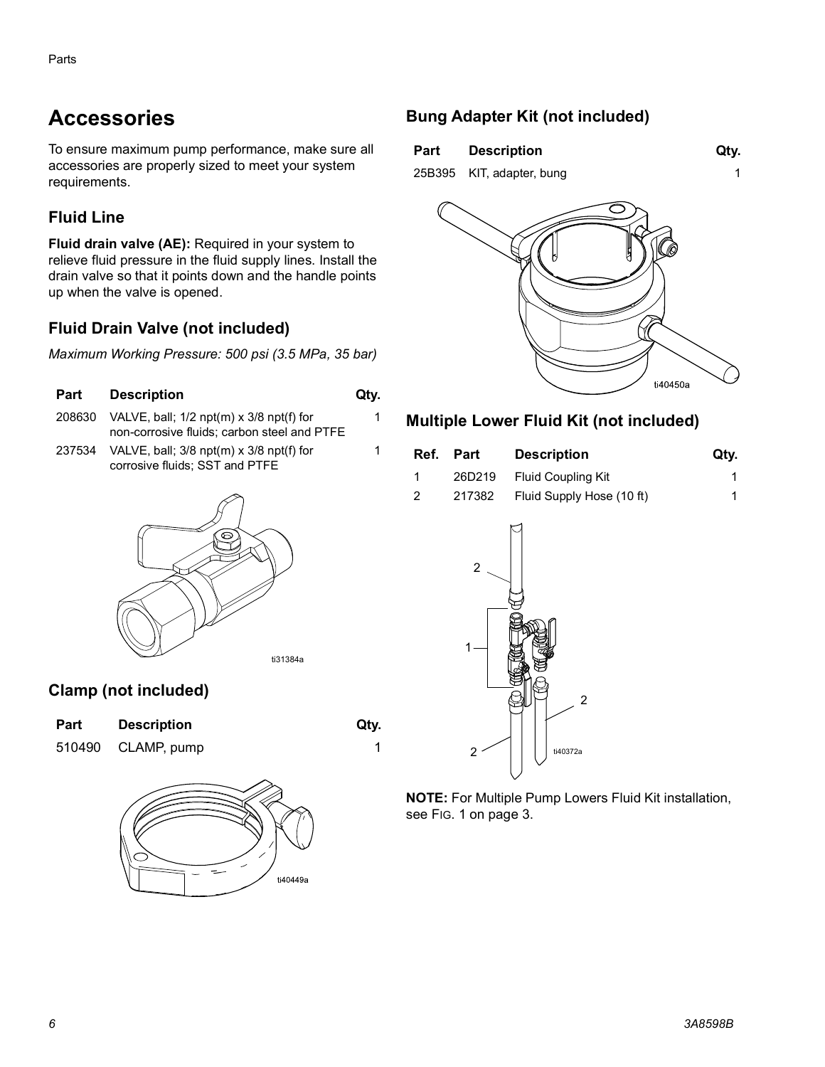## Accessories

To ensure maximum pump performance, make sure all accessories are properly sized to meet your system requirements.

### Fluid Line

**Fluid drain valve (AE):** Required in your system to relieve fluid pressure in the fluid supply lines. Install the drain valve so that it points down and the handle points up when the valve is opened.

### Fluid Drain Valve (not included)

*Maximum Working Pressure: 500 psi (3.5 MPa, 35 bar)*

| Part | Description | Qty. |
|---|---|---|
| 208630 | VALVE, ball; 1/2 npt(m) x 3/8 npt(f) for non-corrosive fluids; carbon steel and PTFE | 1 |
| 237534 | VALVE, ball; 3/8 npt(m) x 3/8 npt(f) for corrosive fluids; SST and PTFE | 1 |

ti31384a

### Clamp (not included)

| Part | Description | Qty. |
|---|---|---|
| 510490 | CLAMP, pump | 1 |

ti40449a

### Bung Adapter Kit (not included)

| Part | Description | Qty. |
|---|---|---|
| 25B395 | KIT, adapter, bung | 1 |

ti40450a

### Multiple Lower Fluid Kit (not included)

| Ref. | Part | Description | Qty. |
|---|---|---|---|
| 1 | 26D219 | Fluid Coupling Kit | 1 |
| 2 | 217382 | Fluid Supply Hose (10 ft) | 1 |

ti40372a

**NOTE:** For Multiple Pump Lowers Fluid Kit installation, see FIG. 1 on page 3.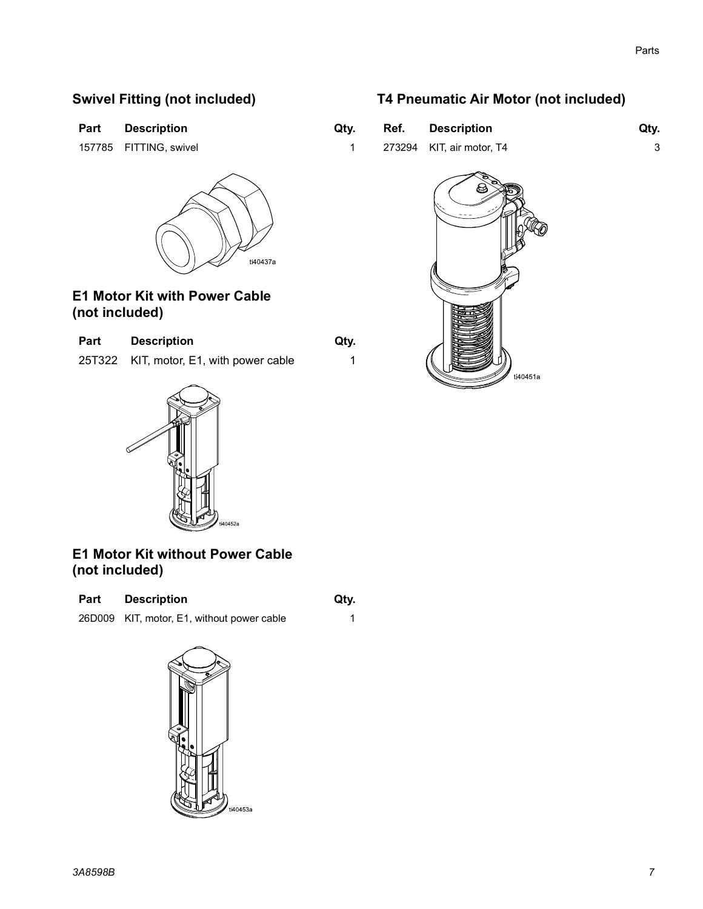## Swivel Fitting (not included)

| Part | Description | Qty. |
| --- | --- | --- |
| 157785 | FITTING, swivel | 1 |

ti40437a

## E1 Motor Kit with Power Cable (not included)

| Part | Description | Qty. |
| --- | --- | --- |
| 25T322 | KIT, motor, E1, with power cable | 1 |

ti40452a

## E1 Motor Kit without Power Cable (not included)

| Part | Description | Qty. |
| --- | --- | --- |
| 26D009 | KIT, motor, E1, without power cable | 1 |

ti40453a

## T4 Pneumatic Air Motor (not included)

| Ref. | Description | Qty. |
| --- | --- | --- |
| 273294 | KIT, air motor, T4 | 3 |

ti40451a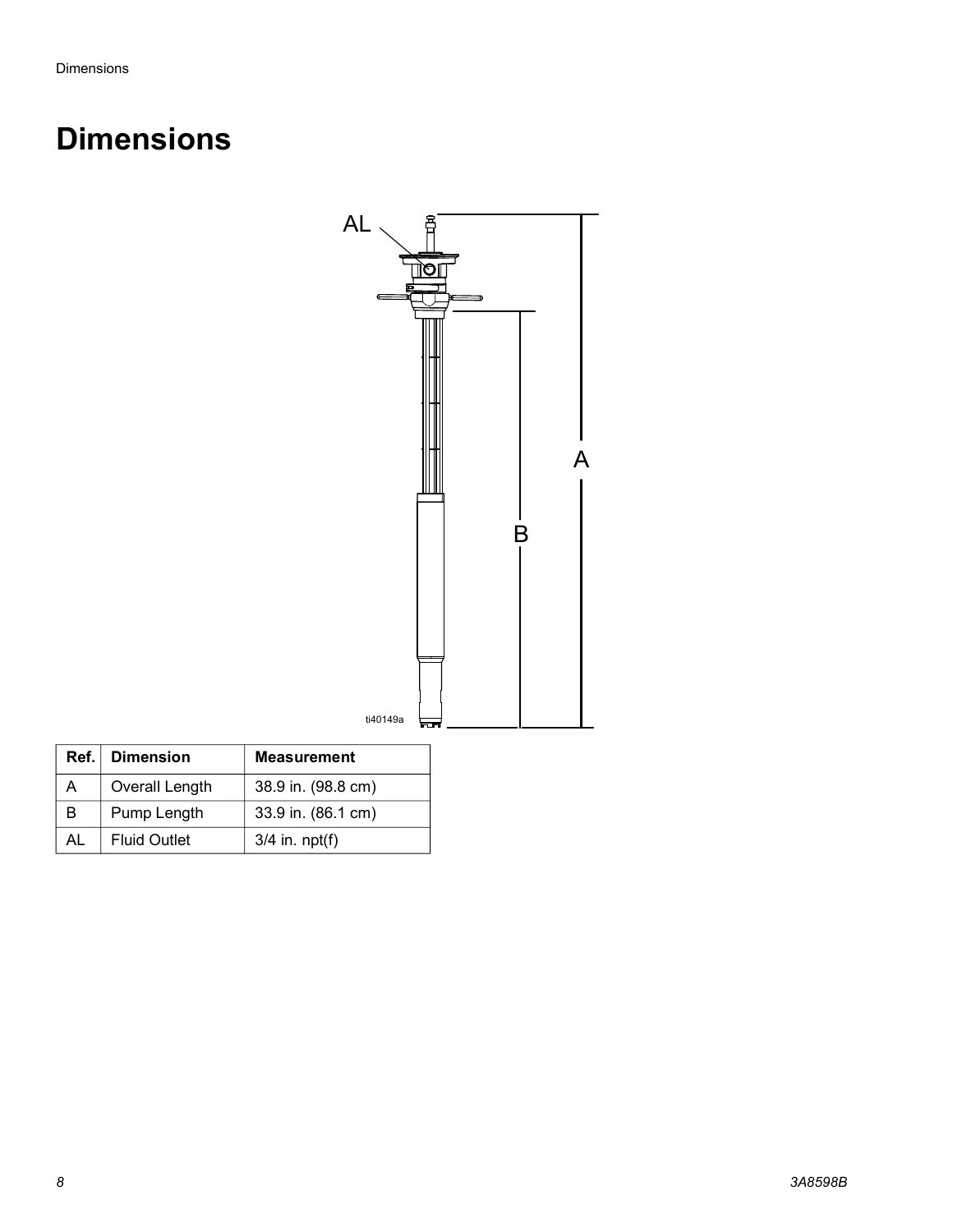# Dimensions

| Ref. | Dimension | Measurement |
| --- | --- | --- |
| A | Overall Length | 38.9 in. (98.8 cm) |
| B | Pump Length | 33.9 in. (86.1 cm) |
| AL | Fluid Outlet | 3/4 in. npt(f) |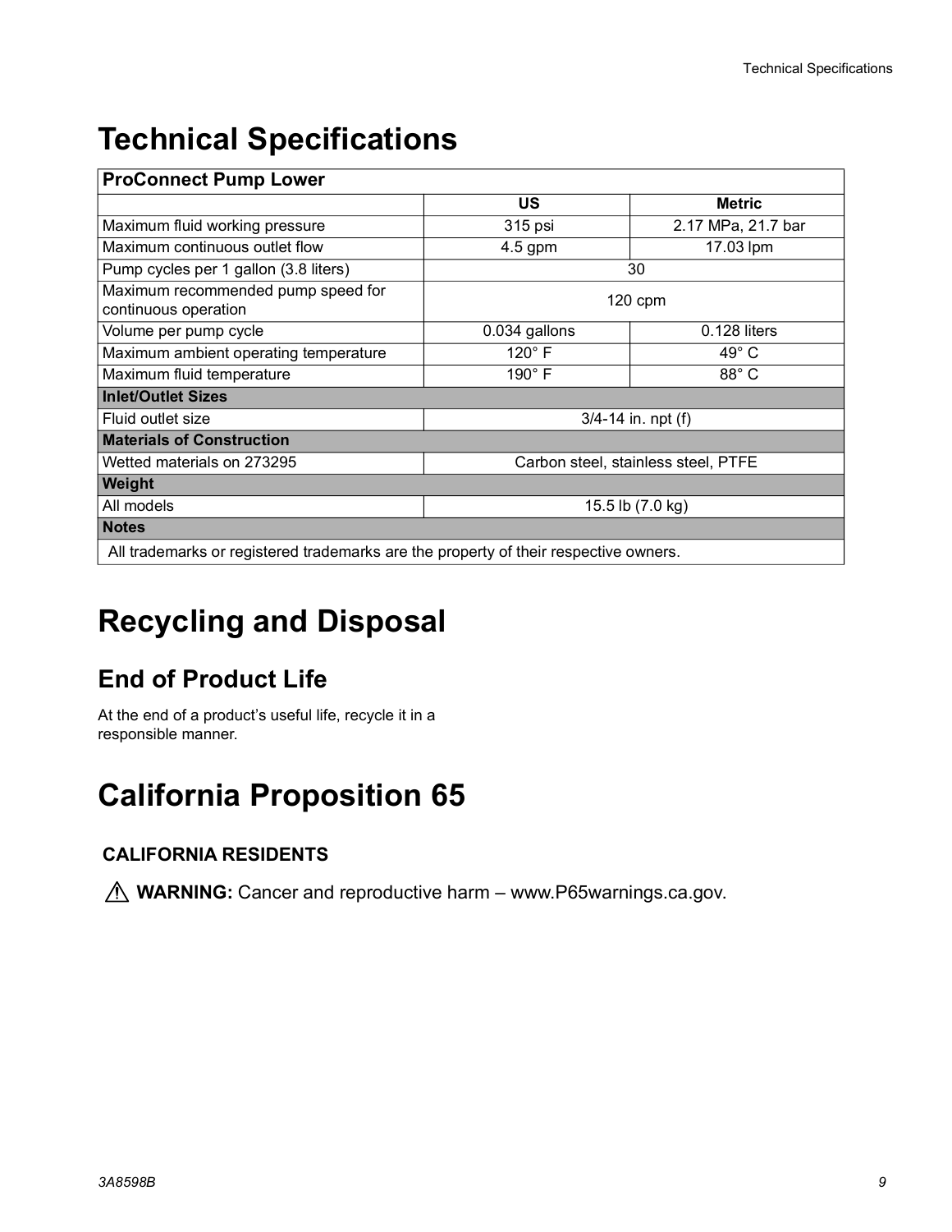# Technical Specifications

| ProConnect Pump Lower | | |
|---|---|---|
| | **US** | **Metric** |
| Maximum fluid working pressure | 315 psi | 2.17 MPa, 21.7 bar |
| Maximum continuous outlet flow | 4.5 gpm | 17.03 lpm |
| Pump cycles per 1 gallon (3.8 liters) | 30 | |
| Maximum recommended pump speed for continuous operation | 120 cpm | |
| Volume per pump cycle | 0.034 gallons | 0.128 liters |
| Maximum ambient operating temperature | 120° F | 49° C |
| Maximum fluid temperature | 190° F | 88° C |
| **Inlet/Outlet Sizes** | | |
| Fluid outlet size | 3/4-14 in. npt (f) | |
| **Materials of Construction** | | |
| Wetted materials on 273295 | Carbon steel, stainless steel, PTFE | |
| **Weight** | | |
| All models | 15.5 lb (7.0 kg) | |
| **Notes** | | |
| All trademarks or registered trademarks are the property of their respective owners. | | |

# Recycling and Disposal

## End of Product Life

At the end of a product's useful life, recycle it in a responsible manner.

# California Proposition 65

### CALIFORNIA RESIDENTS

⚠ **WARNING:** Cancer and reproductive harm – www.P65warnings.ca.gov.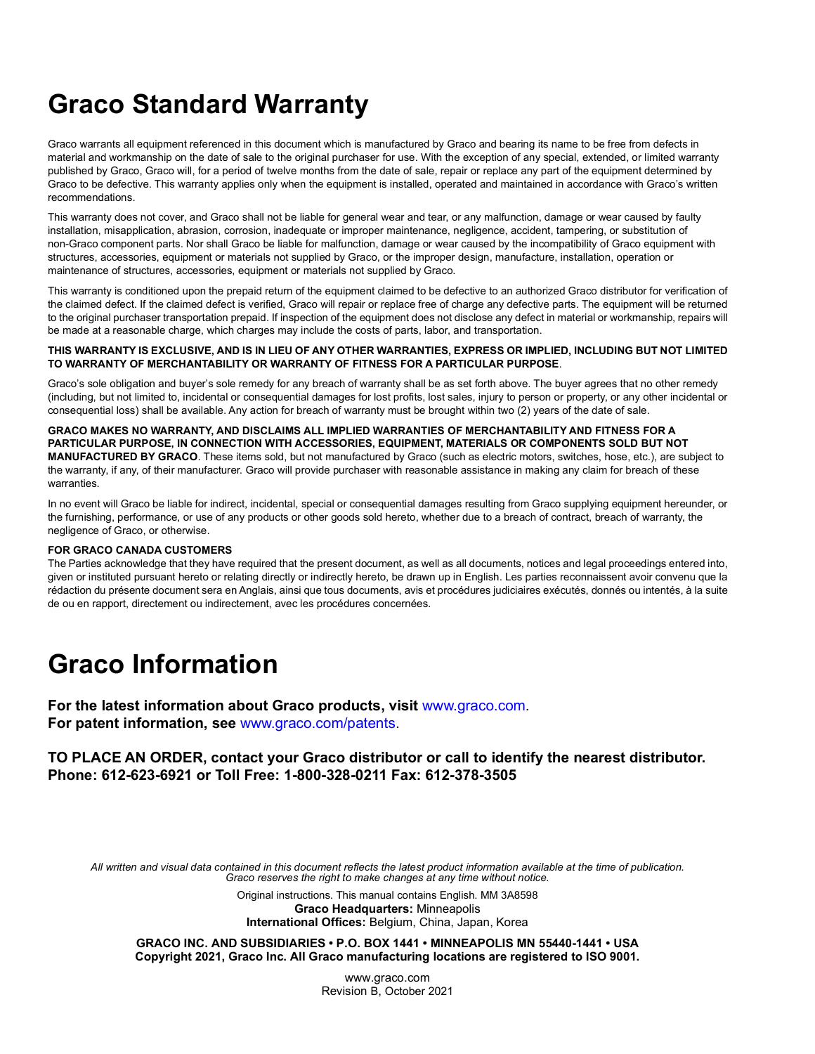# Graco Standard Warranty

Graco warrants all equipment referenced in this document which is manufactured by Graco and bearing its name to be free from defects in material and workmanship on the date of sale to the original purchaser for use. With the exception of any special, extended, or limited warranty published by Graco, Graco will, for a period of twelve months from the date of sale, repair or replace any part of the equipment determined by Graco to be defective. This warranty applies only when the equipment is installed, operated and maintained in accordance with Graco's written recommendations.

This warranty does not cover, and Graco shall not be liable for general wear and tear, or any malfunction, damage or wear caused by faulty installation, misapplication, abrasion, corrosion, inadequate or improper maintenance, negligence, accident, tampering, or substitution of non-Graco component parts. Nor shall Graco be liable for malfunction, damage or wear caused by the incompatibility of Graco equipment with structures, accessories, equipment or materials not supplied by Graco, or the improper design, manufacture, installation, operation or maintenance of structures, accessories, equipment or materials not supplied by Graco.

This warranty is conditioned upon the prepaid return of the equipment claimed to be defective to an authorized Graco distributor for verification of the claimed defect. If the claimed defect is verified, Graco will repair or replace free of charge any defective parts. The equipment will be returned to the original purchaser transportation prepaid. If inspection of the equipment does not disclose any defect in material or workmanship, repairs will be made at a reasonable charge, which charges may include the costs of parts, labor, and transportation.

**THIS WARRANTY IS EXCLUSIVE, AND IS IN LIEU OF ANY OTHER WARRANTIES, EXPRESS OR IMPLIED, INCLUDING BUT NOT LIMITED TO WARRANTY OF MERCHANTABILITY OR WARRANTY OF FITNESS FOR A PARTICULAR PURPOSE**.

Graco's sole obligation and buyer's sole remedy for any breach of warranty shall be as set forth above. The buyer agrees that no other remedy (including, but not limited to, incidental or consequential damages for lost profits, lost sales, injury to person or property, or any other incidental or consequential loss) shall be available. Any action for breach of warranty must be brought within two (2) years of the date of sale.

**GRACO MAKES NO WARRANTY, AND DISCLAIMS ALL IMPLIED WARRANTIES OF MERCHANTABILITY AND FITNESS FOR A PARTICULAR PURPOSE, IN CONNECTION WITH ACCESSORIES, EQUIPMENT, MATERIALS OR COMPONENTS SOLD BUT NOT MANUFACTURED BY GRACO**. These items sold, but not manufactured by Graco (such as electric motors, switches, hose, etc.), are subject to the warranty, if any, of their manufacturer. Graco will provide purchaser with reasonable assistance in making any claim for breach of these warranties.

In no event will Graco be liable for indirect, incidental, special or consequential damages resulting from Graco supplying equipment hereunder, or the furnishing, performance, or use of any products or other goods sold hereto, whether due to a breach of contract, breach of warranty, the negligence of Graco, or otherwise.

**FOR GRACO CANADA CUSTOMERS**

The Parties acknowledge that they have required that the present document, as well as all documents, notices and legal proceedings entered into, given or instituted pursuant hereto or relating directly or indirectly hereto, be drawn up in English. Les parties reconnaissent avoir convenu que la rédaction du présente document sera en Anglais, ainsi que tous documents, avis et procédures judiciaires exécutés, donnés ou intentés, à la suite de ou en rapport, directement ou indirectement, avec les procédures concernées.

# Graco Information

**For the latest information about Graco products, visit** www.graco.com.
**For patent information, see** www.graco.com/patents.

**TO PLACE AN ORDER, contact your Graco distributor or call to identify the nearest distributor.**
**Phone: 612-623-6921 or Toll Free: 1-800-328-0211 Fax: 612-378-3505**

*All written and visual data contained in this document reflects the latest product information available at the time of publication. Graco reserves the right to make changes at any time without notice.*

Original instructions. This manual contains English. MM 3A8598
**Graco Headquarters:** Minneapolis
**International Offices:** Belgium, China, Japan, Korea

**GRACO INC. AND SUBSIDIARIES • P.O. BOX 1441 • MINNEAPOLIS MN 55440-1441 • USA**
**Copyright 2021, Graco Inc. All Graco manufacturing locations are registered to ISO 9001.**

www.graco.com
Revision B, October 2021